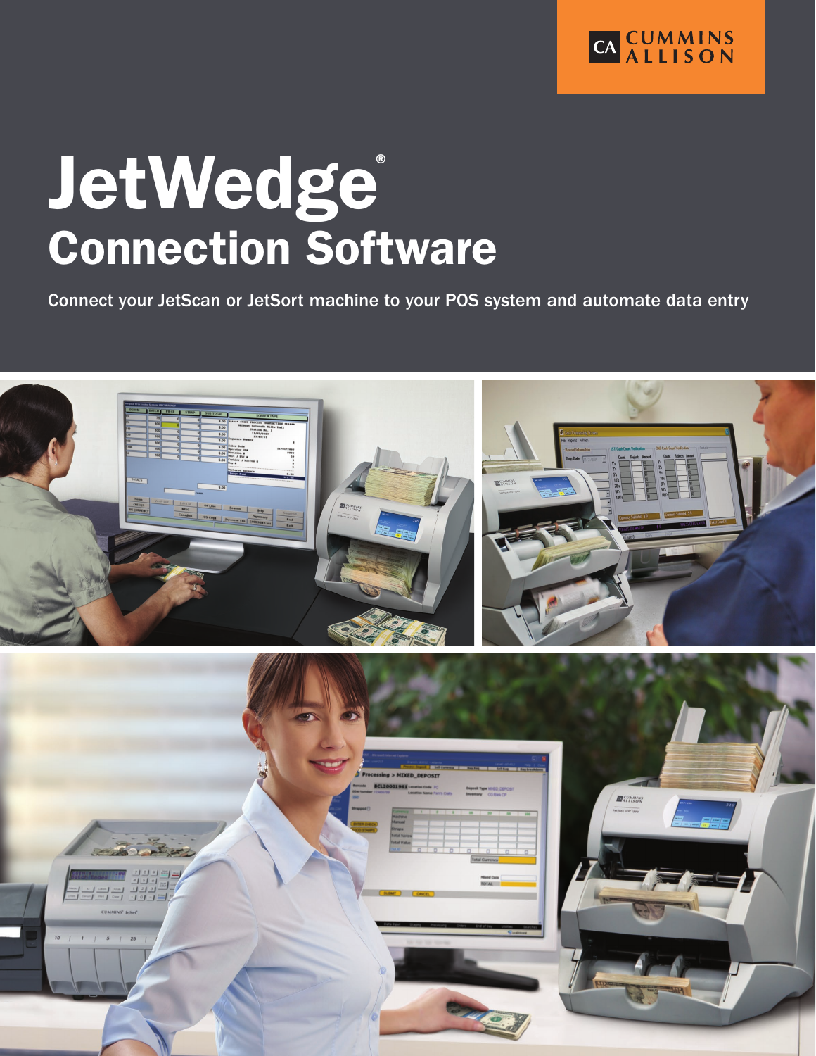CA CUMMINS ALLISON

# JetWedge®

## Connection Software

Connect your JetScan or JetSort machine to your POS system and automate data entry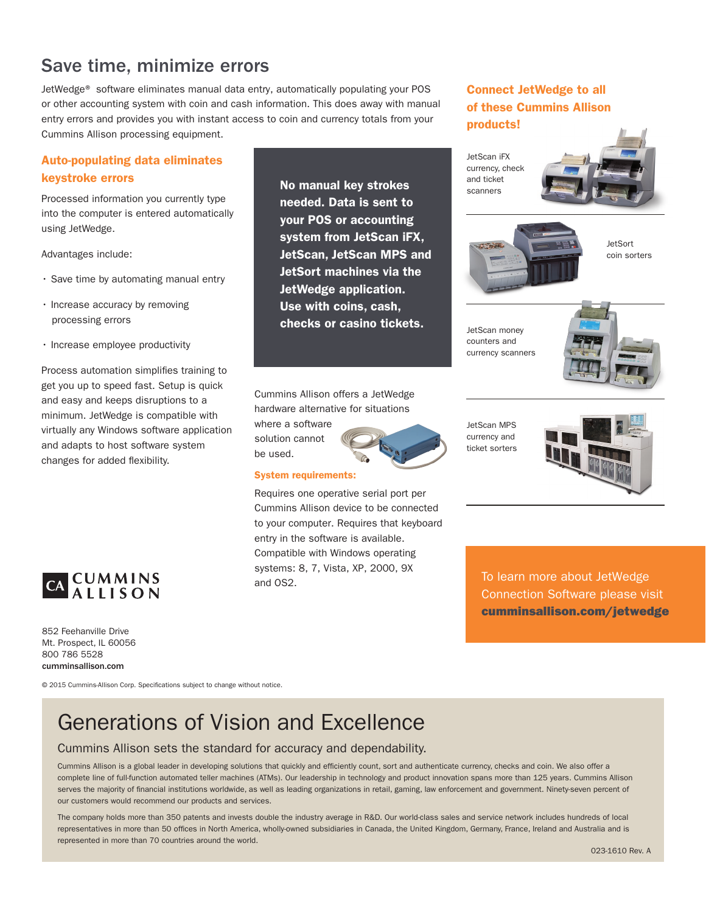# Save time, minimize errors

JetWedge® software eliminates manual data entry, automatically populating your POS or other accounting system with coin and cash information. This does away with manual entry errors and provides you with instant access to coin and currency totals from your Cummins Allison processing equipment.

## Auto-populating data eliminates keystroke errors

Processed information you currently type into the computer is entered automatically using JetWedge.

Advantages include:

- Save time by automating manual entry
- Increase accuracy by removing processing errors
- Increase employee productivity

Process automation simplifies training to get you up to speed fast. Setup is quick and easy and keeps disruptions to a minimum. JetWedge is compatible with virtually any Windows software application and adapts to host software system changes for added flexibility.

**No manual key strokes needed. Data is sent to your POS or accounting system from JetScan iFX, JetScan, JetScan MPS and JetSort machines via the JetWedge application. Use with coins, cash, checks or casino tickets.**

Cummins Allison offers a JetWedge hardware alternative for situations where a software solution cannot be used.

### System requirements:

Requires one operative serial port per Cummins Allison device to be connected to your computer. Requires that keyboard entry in the software is available. Compatible with Windows operating systems: 8, 7, Vista, XP, 2000, 9X and OS2.

## Connect JetWedge to all of these Cummins Allison products!

JetScan iFX currency, check and ticket scanners

JetSort coin sorters

JetScan money counters and currency scanners

JetScan MPS currency and ticket sorters

To learn more about JetWedge Connection Software please visit **cumminsallison.com/jetwedge**

CUMMINS ALLISON

852 Feehanville Drive
Mt. Prospect, IL 60056
800 786 5528
**cumminsallison.com**

© 2015 Cummins-Allison Corp. Specifications subject to change without notice.

# Generations of Vision and Excellence

## Cummins Allison sets the standard for accuracy and dependability.

Cummins Allison is a global leader in developing solutions that quickly and efficiently count, sort and authenticate currency, checks and coin. We also offer a complete line of full-function automated teller machines (ATMs). Our leadership in technology and product innovation spans more than 125 years. Cummins Allison serves the majority of financial institutions worldwide, as well as leading organizations in retail, gaming, law enforcement and government. Ninety-seven percent of our customers would recommend our products and services.

The company holds more than 350 patents and invests double the industry average in R&D. Our world-class sales and service network includes hundreds of local representatives in more than 50 offices in North America, wholly-owned subsidiaries in Canada, the United Kingdom, Germany, France, Ireland and Australia and is represented in more than 70 countries around the world.

023-1610 Rev. A